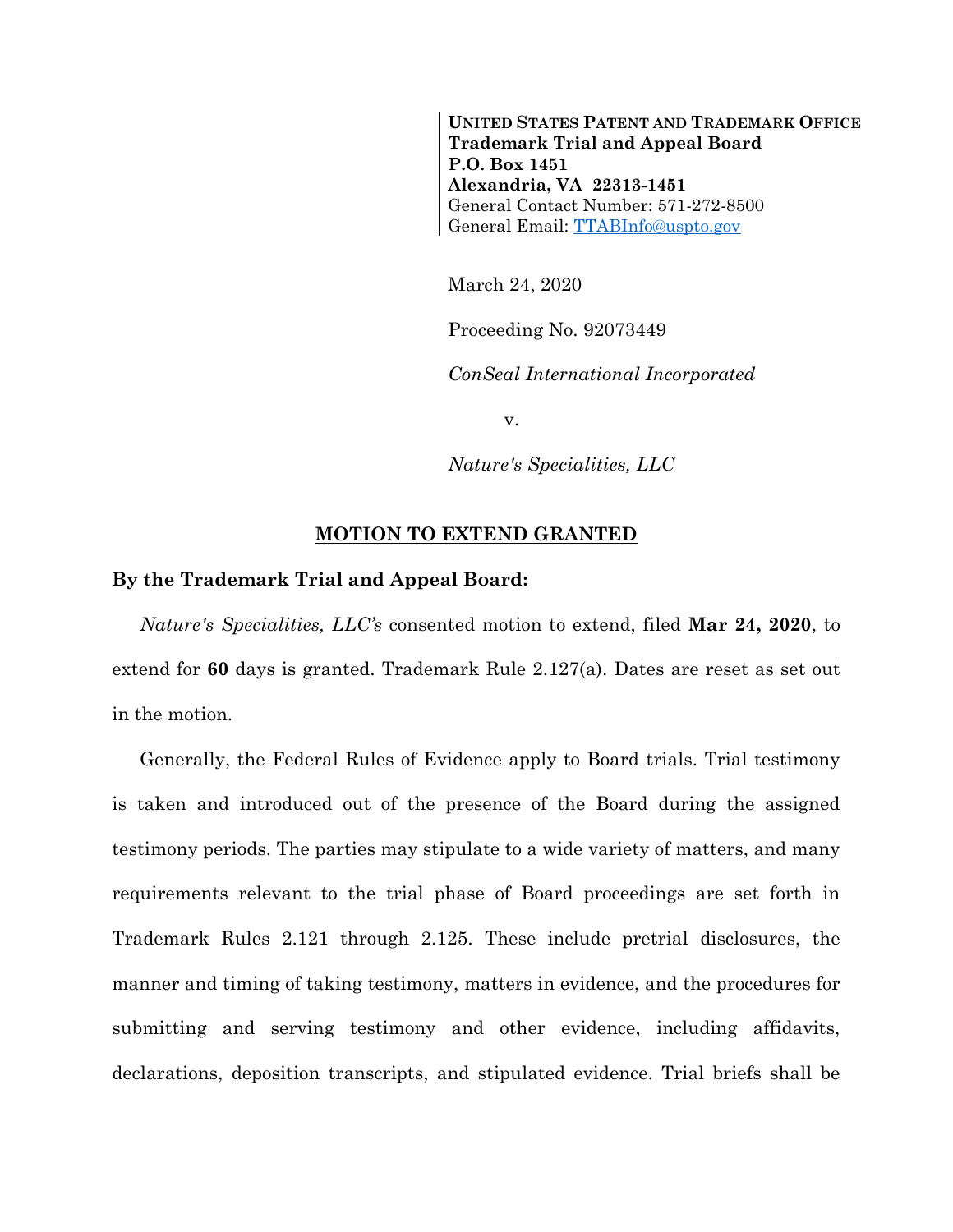**UNITED STATES PATENT AND TRADEMARK OFFICE**
**Trademark Trial and Appeal Board**
**P.O. Box 1451**
**Alexandria, VA 22313-1451**
General Contact Number: 571-272-8500
General Email: TTABInfo@uspto.gov

March 24, 2020

Proceeding No. 92073449

*ConSeal International Incorporated*

v.

*Nature's Specialities, LLC*

## MOTION TO EXTEND GRANTED

**By the Trademark Trial and Appeal Board:**

*Nature's Specialities, LLC's* consented motion to extend, filed **Mar 24, 2020**, to extend for **60** days is granted. Trademark Rule 2.127(a). Dates are reset as set out in the motion.

Generally, the Federal Rules of Evidence apply to Board trials. Trial testimony is taken and introduced out of the presence of the Board during the assigned testimony periods. The parties may stipulate to a wide variety of matters, and many requirements relevant to the trial phase of Board proceedings are set forth in Trademark Rules 2.121 through 2.125. These include pretrial disclosures, the manner and timing of taking testimony, matters in evidence, and the procedures for submitting and serving testimony and other evidence, including affidavits, declarations, deposition transcripts, and stipulated evidence. Trial briefs shall be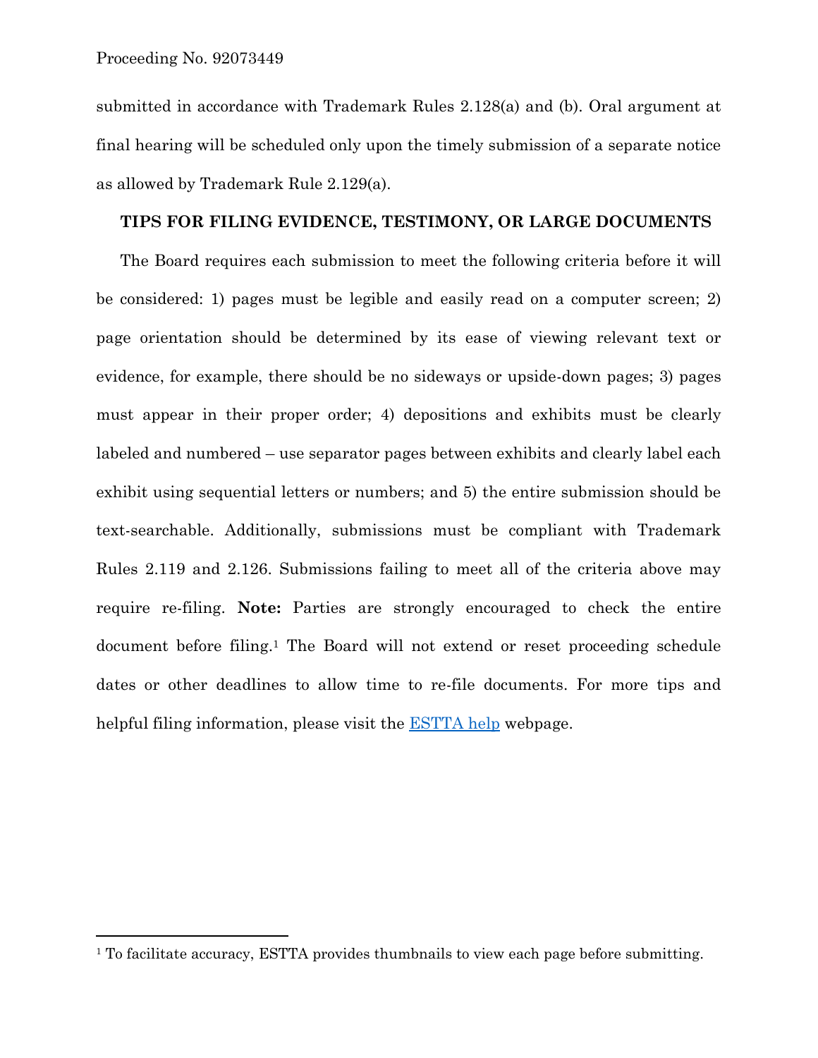submitted in accordance with Trademark Rules 2.128(a) and (b). Oral argument at final hearing will be scheduled only upon the timely submission of a separate notice as allowed by Trademark Rule 2.129(a).

**TIPS FOR FILING EVIDENCE, TESTIMONY, OR LARGE DOCUMENTS**

The Board requires each submission to meet the following criteria before it will be considered: 1) pages must be legible and easily read on a computer screen; 2) page orientation should be determined by its ease of viewing relevant text or evidence, for example, there should be no sideways or upside-down pages; 3) pages must appear in their proper order; 4) depositions and exhibits must be clearly labeled and numbered – use separator pages between exhibits and clearly label each exhibit using sequential letters or numbers; and 5) the entire submission should be text-searchable. Additionally, submissions must be compliant with Trademark Rules 2.119 and 2.126. Submissions failing to meet all of the criteria above may require re-filing. **Note:** Parties are strongly encouraged to check the entire document before filing.[1] The Board will not extend or reset proceeding schedule dates or other deadlines to allow time to re-file documents. For more tips and helpful filing information, please visit the ESTTA help webpage.

[1] To facilitate accuracy, ESTTA provides thumbnails to view each page before submitting.